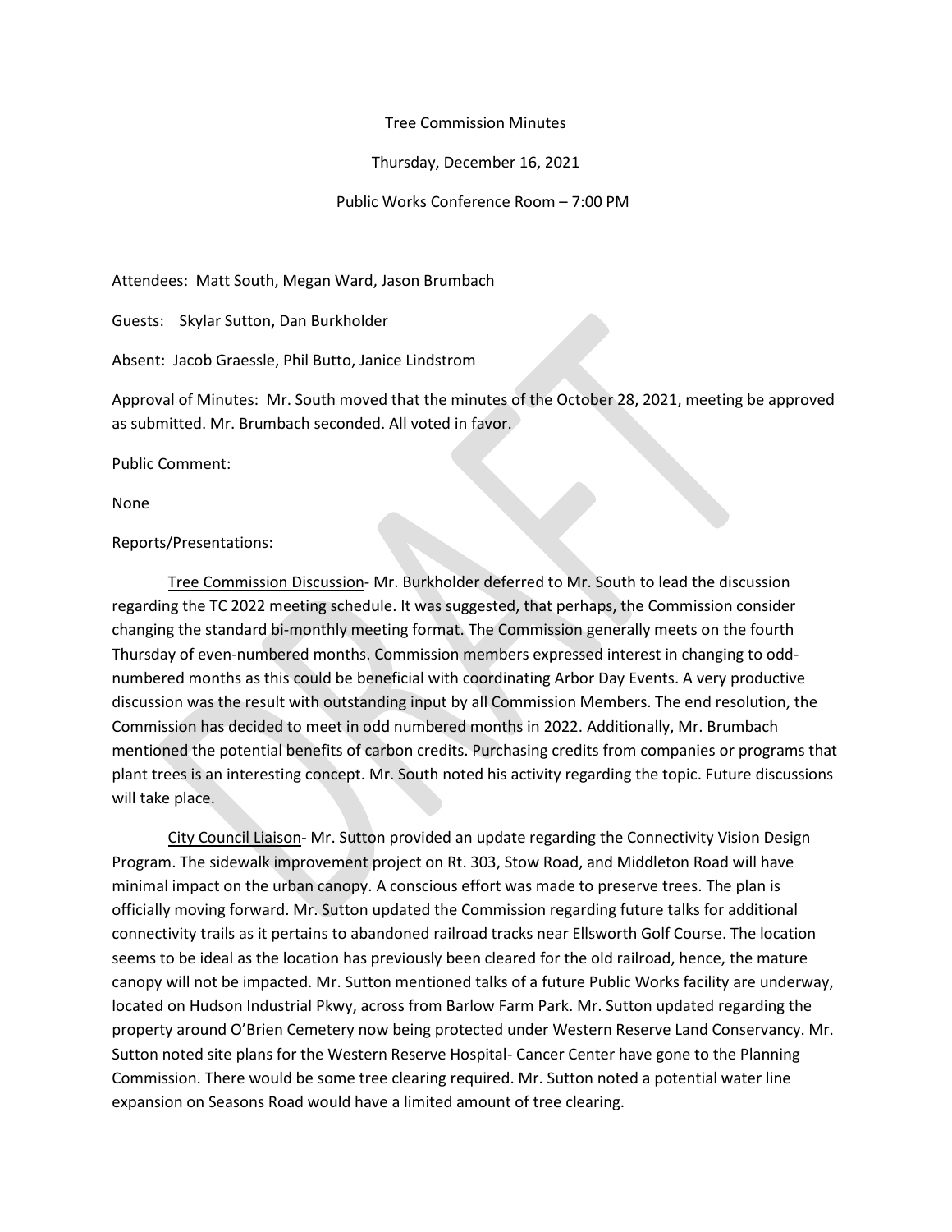Tree Commission Minutes

Thursday, December 16, 2021

Public Works Conference Room – 7:00 PM

Attendees: Matt South, Megan Ward, Jason Brumbach

Guests: Skylar Sutton, Dan Burkholder

Absent: Jacob Graessle, Phil Butto, Janice Lindstrom

Approval of Minutes: Mr. South moved that the minutes of the October 28, 2021, meeting be approved as submitted. Mr. Brumbach seconded. All voted in favor.

Public Comment:

None

Reports/Presentations:

Tree Commission Discussion- Mr. Burkholder deferred to Mr. South to lead the discussion regarding the TC 2022 meeting schedule. It was suggested, that perhaps, the Commission consider changing the standard bi-monthly meeting format. The Commission generally meets on the fourth Thursday of even-numbered months. Commission members expressed interest in changing to odd-numbered months as this could be beneficial with coordinating Arbor Day Events. A very productive discussion was the result with outstanding input by all Commission Members. The end resolution, the Commission has decided to meet in odd numbered months in 2022. Additionally, Mr. Brumbach mentioned the potential benefits of carbon credits. Purchasing credits from companies or programs that plant trees is an interesting concept. Mr. South noted his activity regarding the topic. Future discussions will take place.

City Council Liaison- Mr. Sutton provided an update regarding the Connectivity Vision Design Program. The sidewalk improvement project on Rt. 303, Stow Road, and Middleton Road will have minimal impact on the urban canopy. A conscious effort was made to preserve trees. The plan is officially moving forward. Mr. Sutton updated the Commission regarding future talks for additional connectivity trails as it pertains to abandoned railroad tracks near Ellsworth Golf Course. The location seems to be ideal as the location has previously been cleared for the old railroad, hence, the mature canopy will not be impacted. Mr. Sutton mentioned talks of a future Public Works facility are underway, located on Hudson Industrial Pkwy, across from Barlow Farm Park. Mr. Sutton updated regarding the property around O'Brien Cemetery now being protected under Western Reserve Land Conservancy. Mr. Sutton noted site plans for the Western Reserve Hospital- Cancer Center have gone to the Planning Commission. There would be some tree clearing required. Mr. Sutton noted a potential water line expansion on Seasons Road would have a limited amount of tree clearing.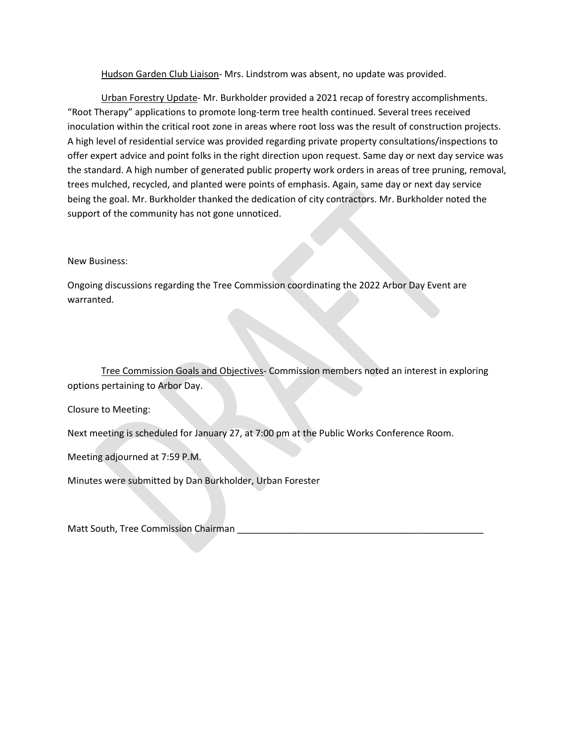Hudson Garden Club Liaison- Mrs. Lindstrom was absent, no update was provided.

Urban Forestry Update- Mr. Burkholder provided a 2021 recap of forestry accomplishments. "Root Therapy" applications to promote long-term tree health continued. Several trees received inoculation within the critical root zone in areas where root loss was the result of construction projects. A high level of residential service was provided regarding private property consultations/inspections to offer expert advice and point folks in the right direction upon request. Same day or next day service was the standard. A high number of generated public property work orders in areas of tree pruning, removal, trees mulched, recycled, and planted were points of emphasis. Again, same day or next day service being the goal. Mr. Burkholder thanked the dedication of city contractors. Mr. Burkholder noted the support of the community has not gone unnoticed.

New Business:

Ongoing discussions regarding the Tree Commission coordinating the 2022 Arbor Day Event are warranted.

Tree Commission Goals and Objectives- Commission members noted an interest in exploring options pertaining to Arbor Day.

Closure to Meeting:

Next meeting is scheduled for January 27, at 7:00 pm at the Public Works Conference Room.

Meeting adjourned at 7:59 P.M.

Minutes were submitted by Dan Burkholder, Urban Forester

Matt South, Tree Commission Chairman ___________________________________________________

DRAFT